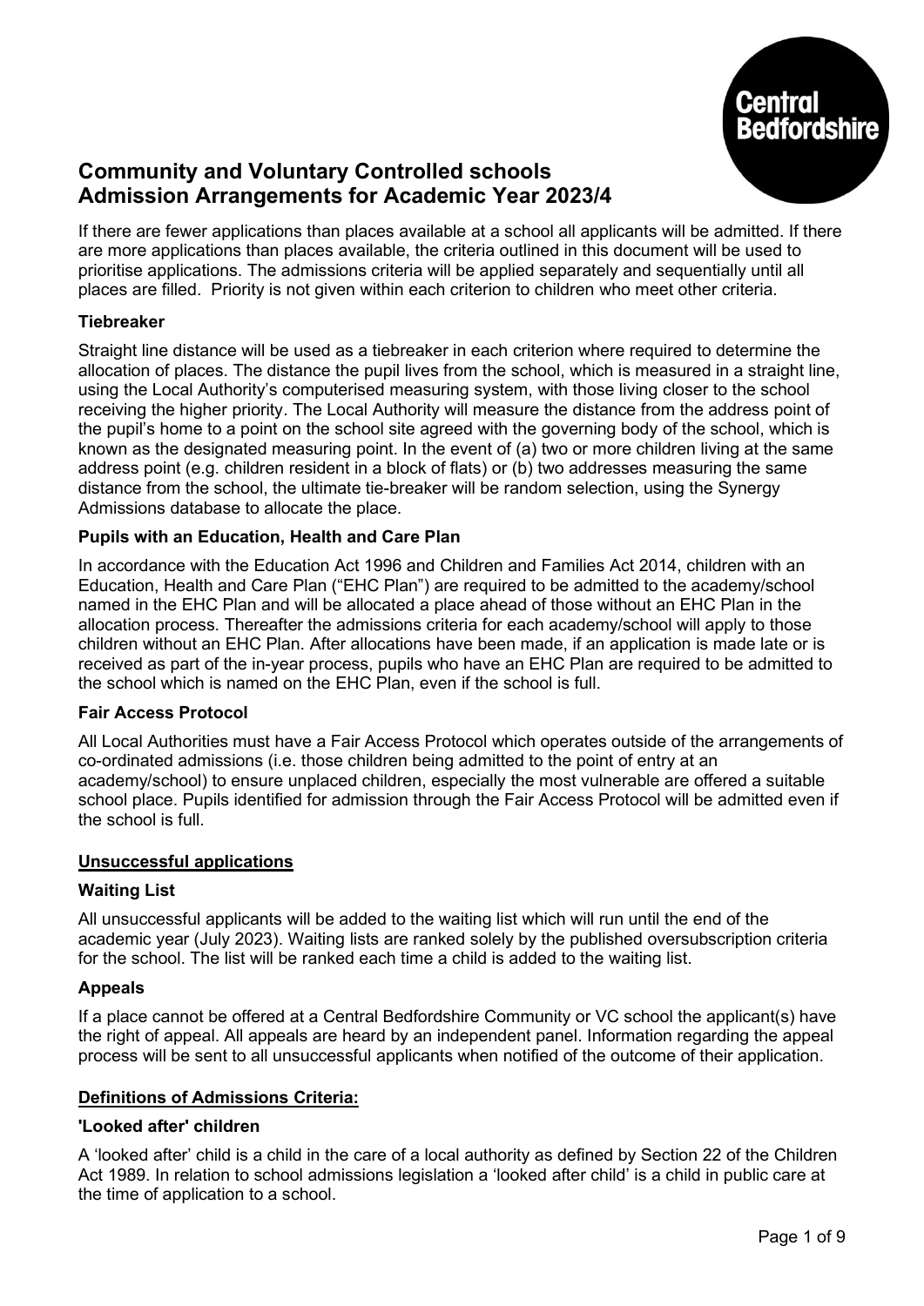# Community and Voluntary Controlled schools Admission Arrangements for Academic Year 2023/4

If there are fewer applications than places available at a school all applicants will be admitted. If there are more applications than places available, the criteria outlined in this document will be used to prioritise applications. The admissions criteria will be applied separately and sequentially until all places are filled. Priority is not given within each criterion to children who meet other criteria.

### Tiebreaker

Straight line distance will be used as a tiebreaker in each criterion where required to determine the allocation of places. The distance the pupil lives from the school, which is measured in a straight line, using the Local Authority's computerised measuring system, with those living closer to the school receiving the higher priority. The Local Authority will measure the distance from the address point of the pupil's home to a point on the school site agreed with the governing body of the school, which is known as the designated measuring point. In the event of (a) two or more children living at the same address point (e.g. children resident in a block of flats) or (b) two addresses measuring the same distance from the school, the ultimate tie-breaker will be random selection, using the Synergy Admissions database to allocate the place.

### Pupils with an Education, Health and Care Plan

In accordance with the Education Act 1996 and Children and Families Act 2014, children with an Education, Health and Care Plan ("EHC Plan") are required to be admitted to the academy/school named in the EHC Plan and will be allocated a place ahead of those without an EHC Plan in the allocation process. Thereafter the admissions criteria for each academy/school will apply to those children without an EHC Plan. After allocations have been made, if an application is made late or is received as part of the in-year process, pupils who have an EHC Plan are required to be admitted to the school which is named on the EHC Plan, even if the school is full.

### Fair Access Protocol

All Local Authorities must have a Fair Access Protocol which operates outside of the arrangements of co-ordinated admissions (i.e. those children being admitted to the point of entry at an academy/school) to ensure unplaced children, especially the most vulnerable are offered a suitable school place. Pupils identified for admission through the Fair Access Protocol will be admitted even if the school is full.

## Unsuccessful applications

### Waiting List

All unsuccessful applicants will be added to the waiting list which will run until the end of the academic year (July 2023). Waiting lists are ranked solely by the published oversubscription criteria for the school. The list will be ranked each time a child is added to the waiting list.

### Appeals

If a place cannot be offered at a Central Bedfordshire Community or VC school the applicant(s) have the right of appeal. All appeals are heard by an independent panel. Information regarding the appeal process will be sent to all unsuccessful applicants when notified of the outcome of their application.

## Definitions of Admissions Criteria:

### 'Looked after' children

A 'looked after' child is a child in the care of a local authority as defined by Section 22 of the Children Act 1989. In relation to school admissions legislation a 'looked after child' is a child in public care at the time of application to a school.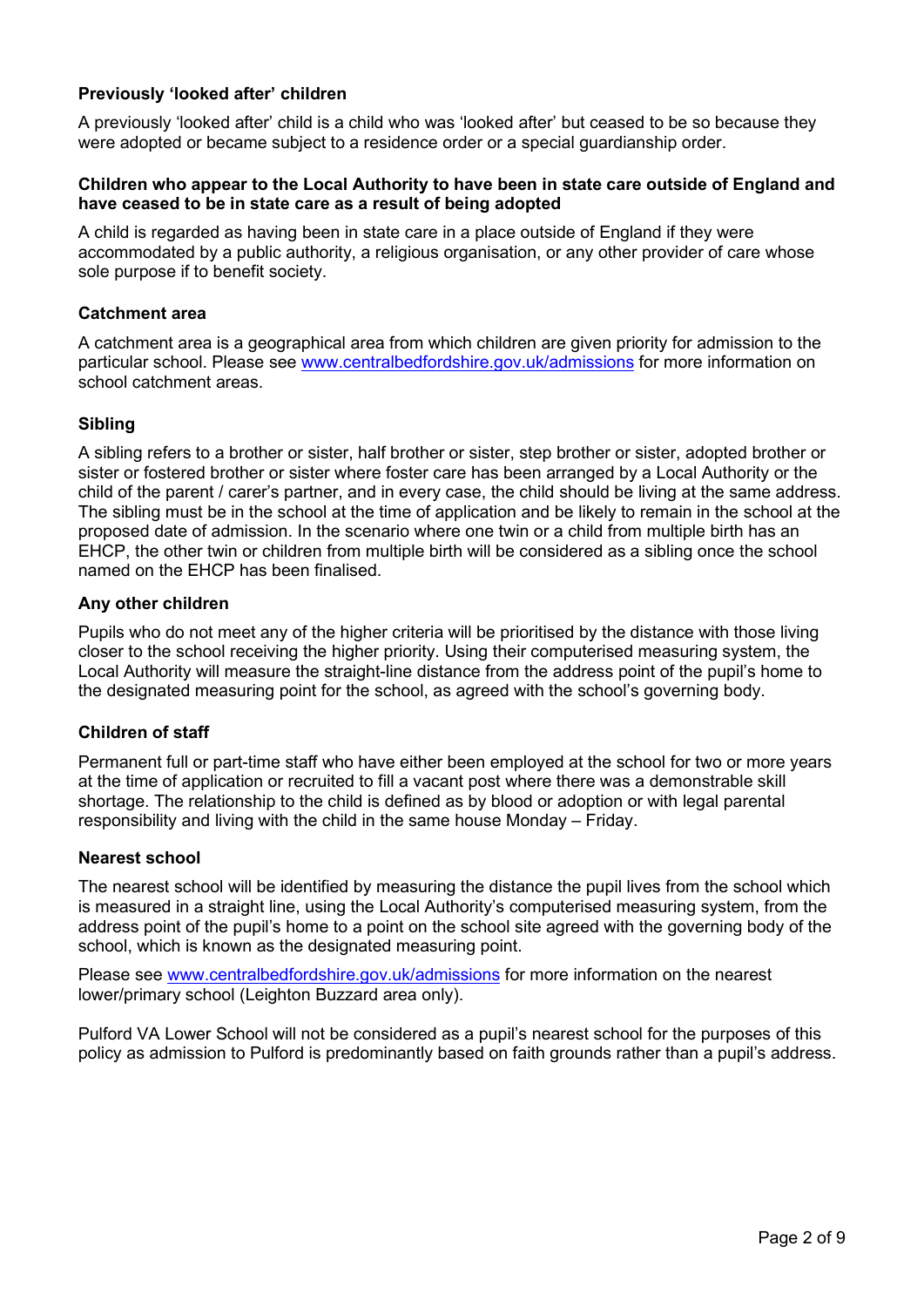### Previously 'looked after' children

A previously 'looked after' child is a child who was 'looked after' but ceased to be so because they were adopted or became subject to a residence order or a special guardianship order.

### Children who appear to the Local Authority to have been in state care outside of England and have ceased to be in state care as a result of being adopted

A child is regarded as having been in state care in a place outside of England if they were accommodated by a public authority, a religious organisation, or any other provider of care whose sole purpose if to benefit society.

### Catchment area

A catchment area is a geographical area from which children are given priority for admission to the particular school. Please see [www.centralbedfordshire.gov.uk/admissions](http://www.centralbedfordshire.gov.uk/admissions) for more information on school catchment areas.

### Sibling

A sibling refers to a brother or sister, half brother or sister, step brother or sister, adopted brother or sister or fostered brother or sister where foster care has been arranged by a Local Authority or the child of the parent / carer's partner, and in every case, the child should be living at the same address. The sibling must be in the school at the time of application and be likely to remain in the school at the proposed date of admission. In the scenario where one twin or a child from multiple birth has an EHCP, the other twin or children from multiple birth will be considered as a sibling once the school named on the EHCP has been finalised.

### Any other children

Pupils who do not meet any of the higher criteria will be prioritised by the distance with those living closer to the school receiving the higher priority. Using their computerised measuring system, the Local Authority will measure the straight-line distance from the address point of the pupil's home to the designated measuring point for the school, as agreed with the school's governing body.

### Children of staff

Permanent full or part-time staff who have either been employed at the school for two or more years at the time of application or recruited to fill a vacant post where there was a demonstrable skill shortage. The relationship to the child is defined as by blood or adoption or with legal parental responsibility and living with the child in the same house Monday – Friday.

### Nearest school

The nearest school will be identified by measuring the distance the pupil lives from the school which is measured in a straight line, using the Local Authority's computerised measuring system, from the address point of the pupil's home to a point on the school site agreed with the governing body of the school, which is known as the designated measuring point.

Please see [www.centralbedfordshire.gov.uk/admissions](http://www.centralbedfordshire.gov.uk/admissions) for more information on the nearest lower/primary school (Leighton Buzzard area only).

Pulford VA Lower School will not be considered as a pupil's nearest school for the purposes of this policy as admission to Pulford is predominantly based on faith grounds rather than a pupil's address.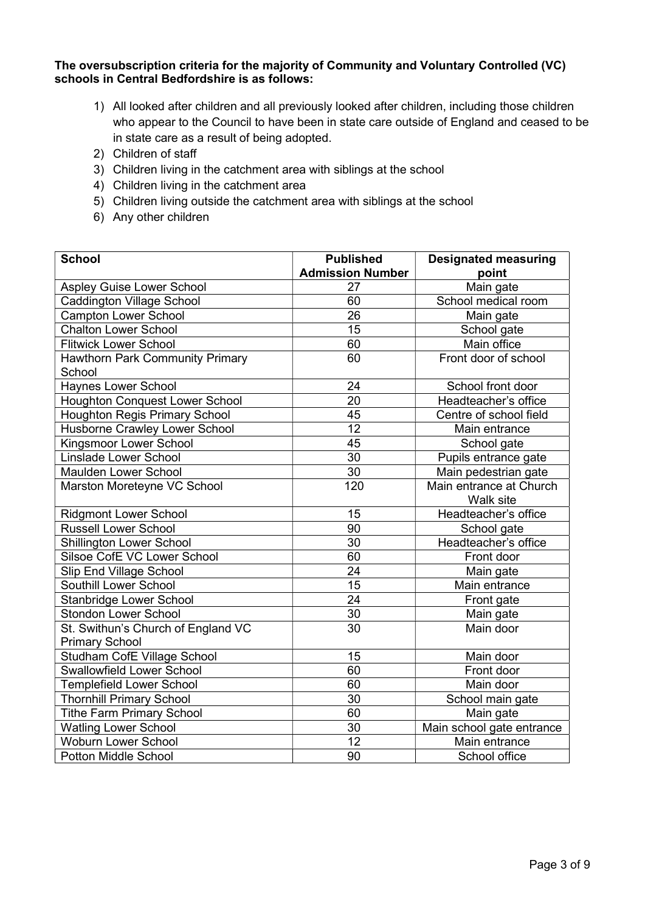**The oversubscription criteria for the majority of Community and Voluntary Controlled (VC) schools in Central Bedfordshire is as follows:**

1) All looked after children and all previously looked after children, including those children who appear to the Council to have been in state care outside of England and ceased to be in state care as a result of being adopted.
2) Children of staff
3) Children living in the catchment area with siblings at the school
4) Children living in the catchment area
5) Children living outside the catchment area with siblings at the school
6) Any other children

| School | Published Admission Number | Designated measuring point |
|---|---|---|
| Aspley Guise Lower School | 27 | Main gate |
| Caddington Village School | 60 | School medical room |
| Campton Lower School | 26 | Main gate |
| Chalton Lower School | 15 | School gate |
| Flitwick Lower School | 60 | Main office |
| Hawthorn Park Community Primary School | 60 | Front door of school |
| Haynes Lower School | 24 | School front door |
| Houghton Conquest Lower School | 20 | Headteacher's office |
| Houghton Regis Primary School | 45 | Centre of school field |
| Husborne Crawley Lower School | 12 | Main entrance |
| Kingsmoor Lower School | 45 | School gate |
| Linslade Lower School | 30 | Pupils entrance gate |
| Maulden Lower School | 30 | Main pedestrian gate |
| Marston Moreteyne VC School | 120 | Main entrance at Church Walk site |
| Ridgmont Lower School | 15 | Headteacher's office |
| Russell Lower School | 90 | School gate |
| Shillington Lower School | 30 | Headteacher's office |
| Silsoe CofE VC Lower School | 60 | Front door |
| Slip End Village School | 24 | Main gate |
| Southill Lower School | 15 | Main entrance |
| Stanbridge Lower School | 24 | Front gate |
| Stondon Lower School | 30 | Main gate |
| St. Swithun's Church of England VC Primary School | 30 | Main door |
| Studham CofE Village School | 15 | Main door |
| Swallowfield Lower School | 60 | Front door |
| Templefield Lower School | 60 | Main door |
| Thornhill Primary School | 30 | School main gate |
| Tithe Farm Primary School | 60 | Main gate |
| Watling Lower School | 30 | Main school gate entrance |
| Woburn Lower School | 12 | Main entrance |
| Potton Middle School | 90 | School office |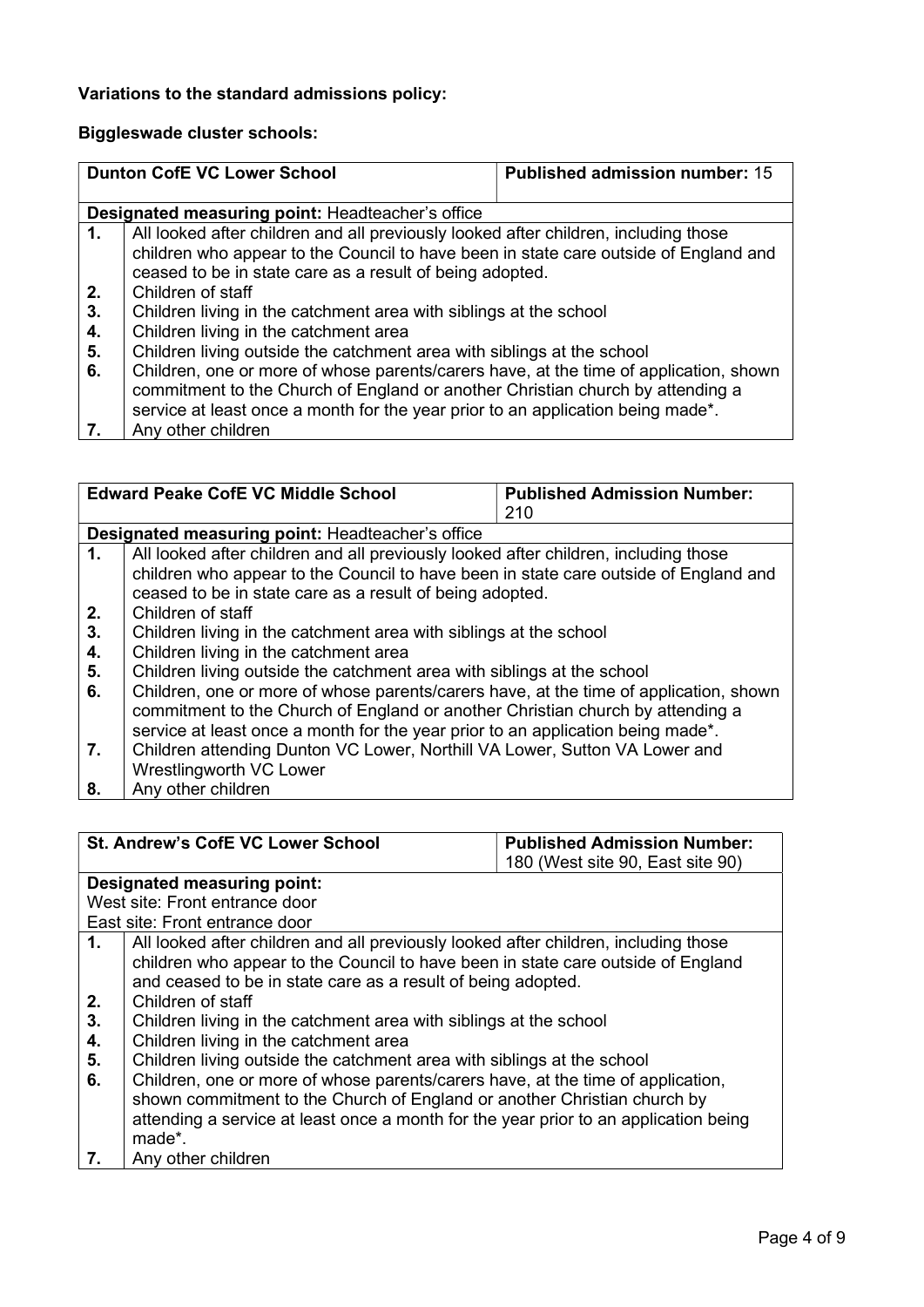**Variations to the standard admissions policy:**

**Biggleswade cluster schools:**

| **Dunton CofE VC Lower School** | | **Published admission number:** 15 |
|---|---|---|
| **Designated measuring point:** Headteacher's office | | |
| **1.** | All looked after children and all previously looked after children, including those children who appear to the Council to have been in state care outside of England and ceased to be in state care as a result of being adopted. | |
| **2.** | Children of staff | |
| **3.** | Children living in the catchment area with siblings at the school | |
| **4.** | Children living in the catchment area | |
| **5.** | Children living outside the catchment area with siblings at the school | |
| **6.** | Children, one or more of whose parents/carers have, at the time of application, shown commitment to the Church of England or another Christian church by attending a service at least once a month for the year prior to an application being made*. | |
| **7.** | Any other children | |

| **Edward Peake CofE VC Middle School** | | **Published Admission Number:** 210 |
|---|---|---|
| **Designated measuring point:** Headteacher's office | | |
| **1.** | All looked after children and all previously looked after children, including those children who appear to the Council to have been in state care outside of England and ceased to be in state care as a result of being adopted. | |
| **2.** | Children of staff | |
| **3.** | Children living in the catchment area with siblings at the school | |
| **4.** | Children living in the catchment area | |
| **5.** | Children living outside the catchment area with siblings at the school | |
| **6.** | Children, one or more of whose parents/carers have, at the time of application, shown commitment to the Church of England or another Christian church by attending a service at least once a month for the year prior to an application being made*. | |
| **7.** | Children attending Dunton VC Lower, Northill VA Lower, Sutton VA Lower and Wrestlingworth VC Lower | |
| **8.** | Any other children | |

| **St. Andrew's CofE VC Lower School** | | **Published Admission Number:** 180 (West site 90, East site 90) |
|---|---|---|
| **Designated measuring point:** West site: Front entrance door East site: Front entrance door | | |
| **1.** | All looked after children and all previously looked after children, including those children who appear to the Council to have been in state care outside of England and ceased to be in state care as a result of being adopted. | |
| **2.** | Children of staff | |
| **3.** | Children living in the catchment area with siblings at the school | |
| **4.** | Children living in the catchment area | |
| **5.** | Children living outside the catchment area with siblings at the school | |
| **6.** | Children, one or more of whose parents/carers have, at the time of application, shown commitment to the Church of England or another Christian church by attending a service at least once a month for the year prior to an application being made*. | |
| **7.** | Any other children | |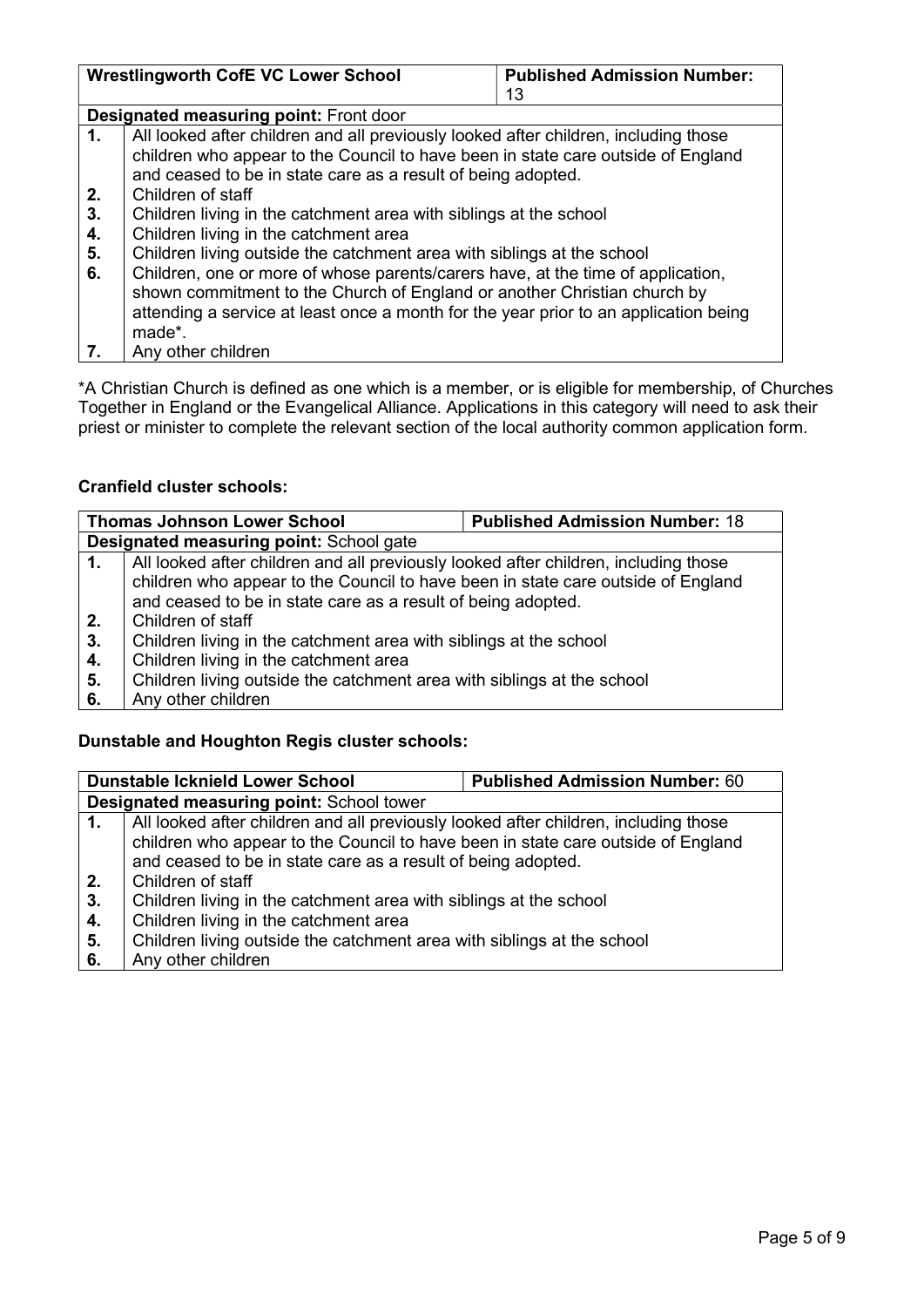| Wrestlingworth CofE VC Lower School | | Published Admission Number: 13 |
|---|---|---|
| **Designated measuring point:** Front door | | |
| 1. | All looked after children and all previously looked after children, including those children who appear to the Council to have been in state care outside of England and ceased to be in state care as a result of being adopted. | |
| 2. | Children of staff | |
| 3. | Children living in the catchment area with siblings at the school | |
| 4. | Children living in the catchment area | |
| 5. | Children living outside the catchment area with siblings at the school | |
| 6. | Children, one or more of whose parents/carers have, at the time of application, shown commitment to the Church of England or another Christian church by attending a service at least once a month for the year prior to an application being made*. | |
| 7. | Any other children | |

*A Christian Church is defined as one which is a member, or is eligible for membership, of Churches Together in England or the Evangelical Alliance. Applications in this category will need to ask their priest or minister to complete the relevant section of the local authority common application form.

## Cranfield cluster schools:

| Thomas Johnson Lower School | | Published Admission Number: 18 |
|---|---|---|
| **Designated measuring point:** School gate | | |
| 1. | All looked after children and all previously looked after children, including those children who appear to the Council to have been in state care outside of England and ceased to be in state care as a result of being adopted. | |
| 2. | Children of staff | |
| 3. | Children living in the catchment area with siblings at the school | |
| 4. | Children living in the catchment area | |
| 5. | Children living outside the catchment area with siblings at the school | |
| 6. | Any other children | |

## Dunstable and Houghton Regis cluster schools:

| Dunstable Icknield Lower School | | Published Admission Number: 60 |
|---|---|---|
| **Designated measuring point:** School tower | | |
| 1. | All looked after children and all previously looked after children, including those children who appear to the Council to have been in state care outside of England and ceased to be in state care as a result of being adopted. | |
| 2. | Children of staff | |
| 3. | Children living in the catchment area with siblings at the school | |
| 4. | Children living in the catchment area | |
| 5. | Children living outside the catchment area with siblings at the school | |
| 6. | Any other children | |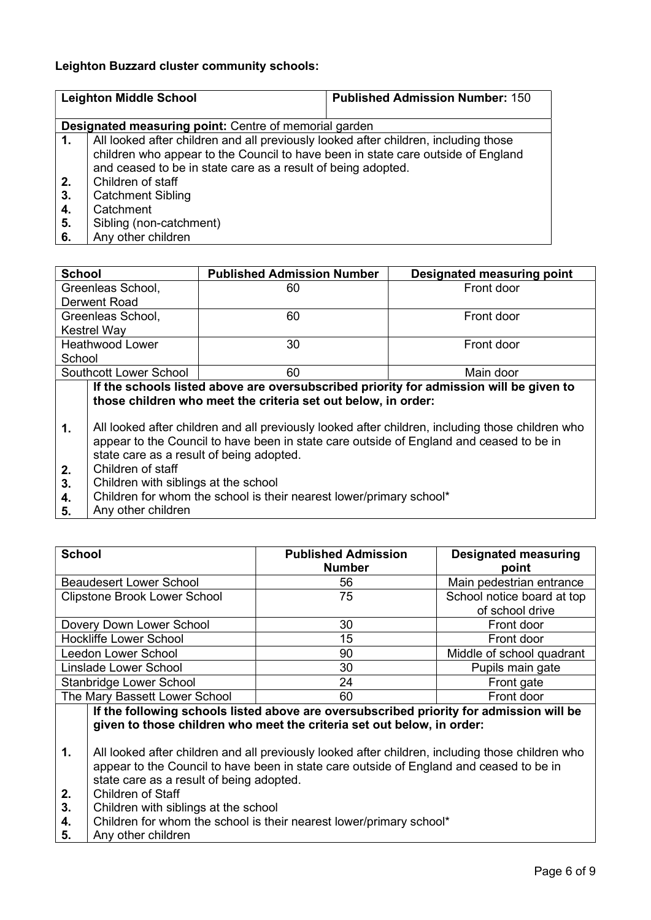**Leighton Buzzard cluster community schools:**

| Leighton Middle School | Published Admission Number: 150 |
|---|---|
| **Designated measuring point:** Centre of memorial garden | |

1. All looked after children and all previously looked after children, including those children who appear to the Council to have been in state care outside of England and ceased to be in state care as a result of being adopted.
2. Children of staff
3. Catchment Sibling
4. Catchment
5. Sibling (non-catchment)
6. Any other children

| School | Published Admission Number | Designated measuring point |
|---|---|---|
| Greenleas School, Derwent Road | 60 | Front door |
| Greenleas School, Kestrel Way | 60 | Front door |
| Heathwood Lower School | 30 | Front door |
| Southcott Lower School | 60 | Main door |

**If the schools listed above are oversubscribed priority for admission will be given to those children who meet the criteria set out below, in order:**

1. All looked after children and all previously looked after children, including those children who appear to the Council to have been in state care outside of England and ceased to be in state care as a result of being adopted.
2. Children of staff
3. Children with siblings at the school
4. Children for whom the school is their nearest lower/primary school*
5. Any other children

| School | Published Admission Number | Designated measuring point |
|---|---|---|
| Beaudesert Lower School | 56 | Main pedestrian entrance |
| Clipstone Brook Lower School | 75 | School notice board at top of school drive |
| Dovery Down Lower School | 30 | Front door |
| Hockliffe Lower School | 15 | Front door |
| Leedon Lower School | 90 | Middle of school quadrant |
| Linslade Lower School | 30 | Pupils main gate |
| Stanbridge Lower School | 24 | Front gate |
| The Mary Bassett Lower School | 60 | Front door |

**If the following schools listed above are oversubscribed priority for admission will be given to those children who meet the criteria set out below, in order:**

1. All looked after children and all previously looked after children, including those children who appear to the Council to have been in state care outside of England and ceased to be in state care as a result of being adopted.
2. Children of Staff
3. Children with siblings at the school
4. Children for whom the school is their nearest lower/primary school*
5. Any other children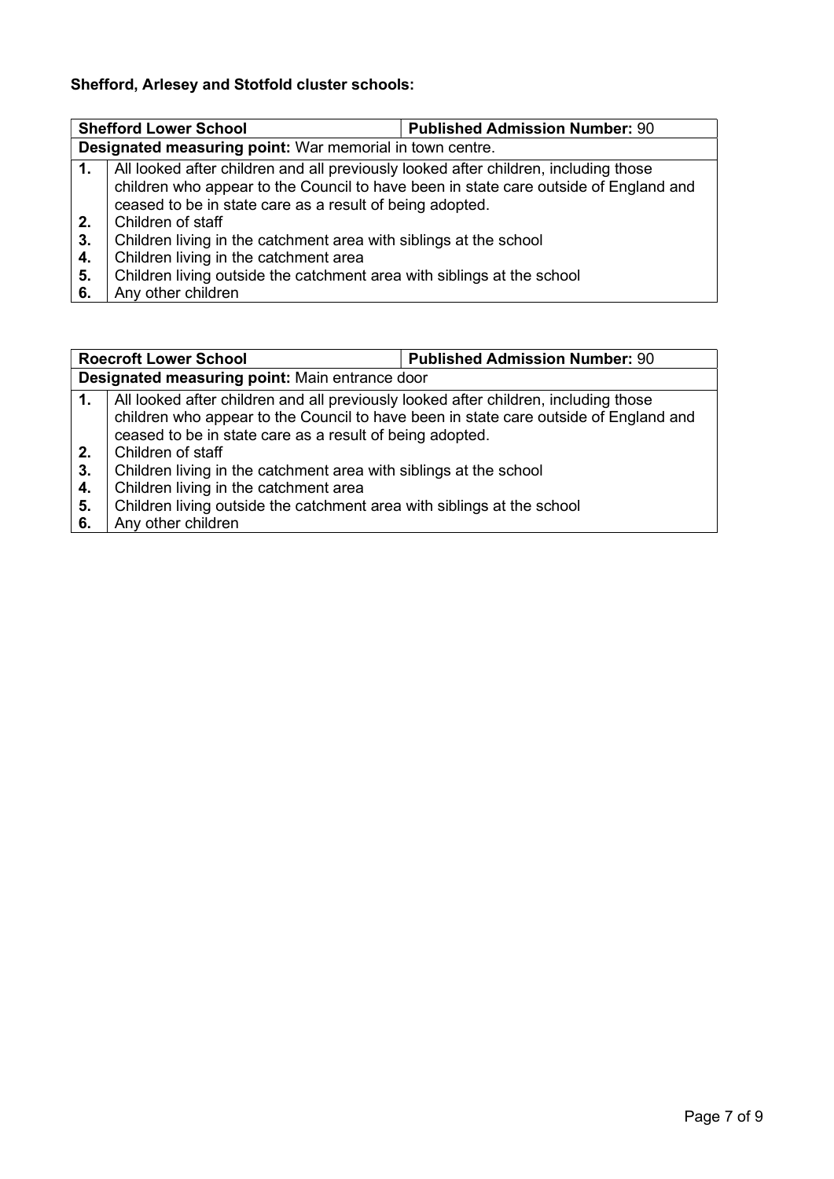**Shefford, Arlesey and Stotfold cluster schools:**

| **Shefford Lower School** | | **Published Admission Number:** 90 |
|---|---|---|
| **Designated measuring point:** War memorial in town centre. | | |
| **1.** | All looked after children and all previously looked after children, including those children who appear to the Council to have been in state care outside of England and ceased to be in state care as a result of being adopted. | |
| **2.** | Children of staff | |
| **3.** | Children living in the catchment area with siblings at the school | |
| **4.** | Children living in the catchment area | |
| **5.** | Children living outside the catchment area with siblings at the school | |
| **6.** | Any other children | |

| **Roecroft Lower School** | | **Published Admission Number:** 90 |
|---|---|---|
| **Designated measuring point:** Main entrance door | | |
| **1.** | All looked after children and all previously looked after children, including those children who appear to the Council to have been in state care outside of England and ceased to be in state care as a result of being adopted. | |
| **2.** | Children of staff | |
| **3.** | Children living in the catchment area with siblings at the school | |
| **4.** | Children living in the catchment area | |
| **5.** | Children living outside the catchment area with siblings at the school | |
| **6.** | Any other children | |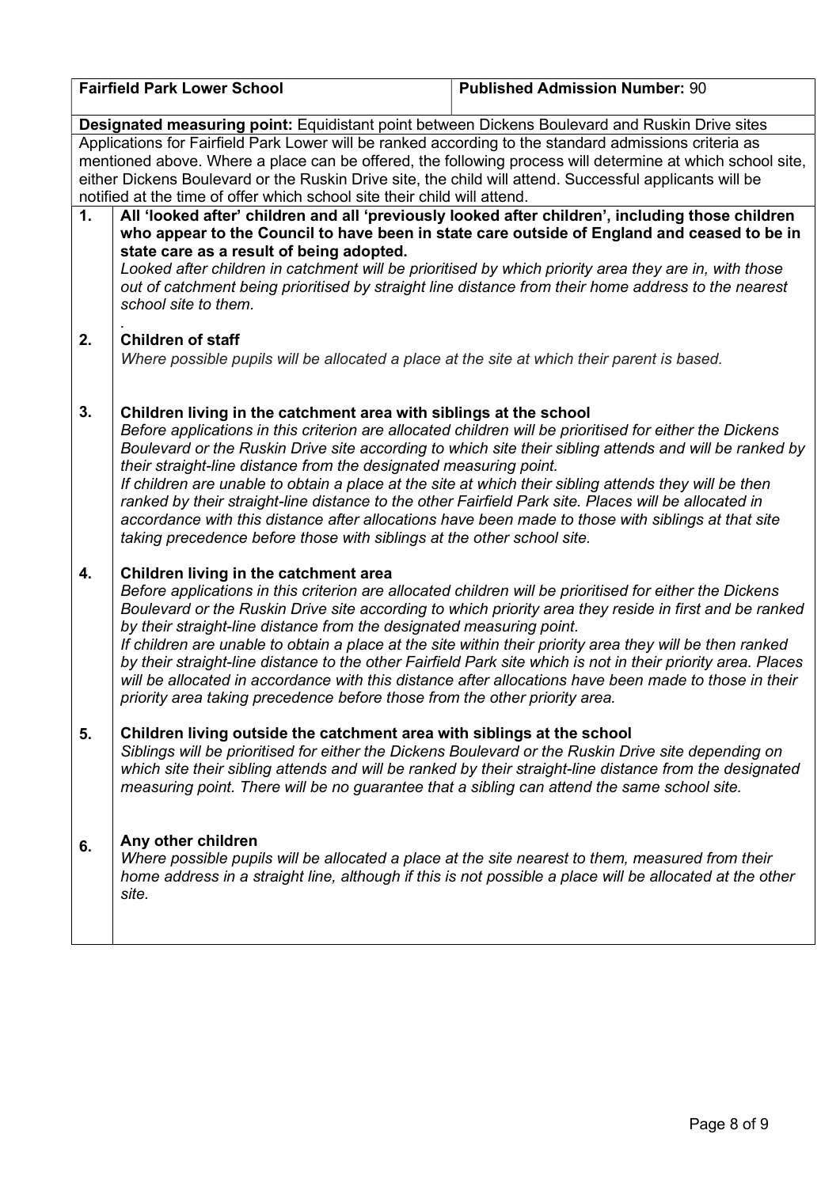| **Fairfield Park Lower School** | **Published Admission Number:** 90 |
|---|---|

**Designated measuring point:** Equidistant point between Dickens Boulevard and Ruskin Drive sites

Applications for Fairfield Park Lower will be ranked according to the standard admissions criteria as mentioned above. Where a place can be offered, the following process will determine at which school site, either Dickens Boulevard or the Ruskin Drive site, the child will attend. Successful applicants will be notified at the time of offer which school site their child will attend.

| | |
|---|---|
| **1.** | **All 'looked after' children and all 'previously looked after children', including those children who appear to the Council to have been in state care outside of England and ceased to be in state care as a result of being adopted.** *Looked after children in catchment will be prioritised by which priority area they are in, with those out of catchment being prioritised by straight line distance from their home address to the nearest school site to them.* |
| **2.** | **Children of staff** *Where possible pupils will be allocated a place at the site at which their parent is based.* |
| **3.** | **Children living in the catchment area with siblings at the school** *Before applications in this criterion are allocated children will be prioritised for either the Dickens Boulevard or the Ruskin Drive site according to which site their sibling attends and will be ranked by their straight-line distance from the designated measuring point.* *If children are unable to obtain a place at the site at which their sibling attends they will be then ranked by their straight-line distance to the other Fairfield Park site. Places will be allocated in accordance with this distance after allocations have been made to those with siblings at that site taking precedence before those with siblings at the other school site.* |
| **4.** | **Children living in the catchment area** *Before applications in this criterion are allocated children will be prioritised for either the Dickens Boulevard or the Ruskin Drive site according to which priority area they reside in first and be ranked by their straight-line distance from the designated measuring point.* *If children are unable to obtain a place at the site within their priority area they will be then ranked by their straight-line distance to the other Fairfield Park site which is not in their priority area. Places will be allocated in accordance with this distance after allocations have been made to those in their priority area taking precedence before those from the other priority area.* |
| **5.** | **Children living outside the catchment area with siblings at the school** *Siblings will be prioritised for either the Dickens Boulevard or the Ruskin Drive site depending on which site their sibling attends and will be ranked by their straight-line distance from the designated measuring point. There will be no guarantee that a sibling can attend the same school site.* |
| **6.** | **Any other children** *Where possible pupils will be allocated a place at the site nearest to them, measured from their home address in a straight line, although if this is not possible a place will be allocated at the other site.* |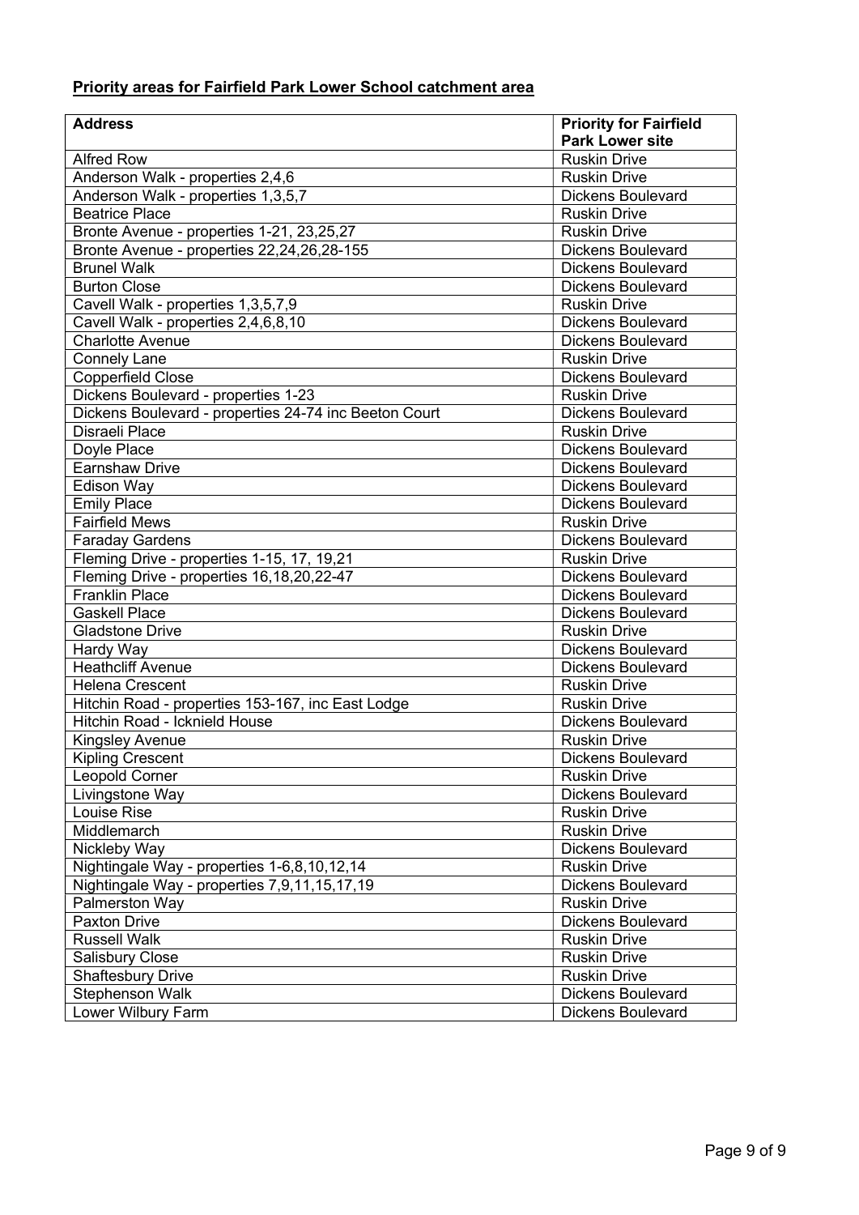**Priority areas for Fairfield Park Lower School catchment area**

| Address | Priority for Fairfield Park Lower site |
|---|---|
| Alfred Row | Ruskin Drive |
| Anderson Walk - properties 2,4,6 | Ruskin Drive |
| Anderson Walk - properties 1,3,5,7 | Dickens Boulevard |
| Beatrice Place | Ruskin Drive |
| Bronte Avenue - properties 1-21, 23,25,27 | Ruskin Drive |
| Bronte Avenue - properties 22,24,26,28-155 | Dickens Boulevard |
| Brunel Walk | Dickens Boulevard |
| Burton Close | Dickens Boulevard |
| Cavell Walk - properties 1,3,5,7,9 | Ruskin Drive |
| Cavell Walk - properties 2,4,6,8,10 | Dickens Boulevard |
| Charlotte Avenue | Dickens Boulevard |
| Connely Lane | Ruskin Drive |
| Copperfield Close | Dickens Boulevard |
| Dickens Boulevard - properties 1-23 | Ruskin Drive |
| Dickens Boulevard - properties 24-74 inc Beeton Court | Dickens Boulevard |
| Disraeli Place | Ruskin Drive |
| Doyle Place | Dickens Boulevard |
| Earnshaw Drive | Dickens Boulevard |
| Edison Way | Dickens Boulevard |
| Emily Place | Dickens Boulevard |
| Fairfield Mews | Ruskin Drive |
| Faraday Gardens | Dickens Boulevard |
| Fleming Drive - properties 1-15, 17, 19,21 | Ruskin Drive |
| Fleming Drive - properties 16,18,20,22-47 | Dickens Boulevard |
| Franklin Place | Dickens Boulevard |
| Gaskell Place | Dickens Boulevard |
| Gladstone Drive | Ruskin Drive |
| Hardy Way | Dickens Boulevard |
| Heathcliff Avenue | Dickens Boulevard |
| Helena Crescent | Ruskin Drive |
| Hitchin Road - properties 153-167, inc East Lodge | Ruskin Drive |
| Hitchin Road - Icknield House | Dickens Boulevard |
| Kingsley Avenue | Ruskin Drive |
| Kipling Crescent | Dickens Boulevard |
| Leopold Corner | Ruskin Drive |
| Livingstone Way | Dickens Boulevard |
| Louise Rise | Ruskin Drive |
| Middlemarch | Ruskin Drive |
| Nickleby Way | Dickens Boulevard |
| Nightingale Way - properties 1-6,8,10,12,14 | Ruskin Drive |
| Nightingale Way - properties 7,9,11,15,17,19 | Dickens Boulevard |
| Palmerston Way | Ruskin Drive |
| Paxton Drive | Dickens Boulevard |
| Russell Walk | Ruskin Drive |
| Salisbury Close | Ruskin Drive |
| Shaftesbury Drive | Ruskin Drive |
| Stephenson Walk | Dickens Boulevard |
| Lower Wilbury Farm | Dickens Boulevard |